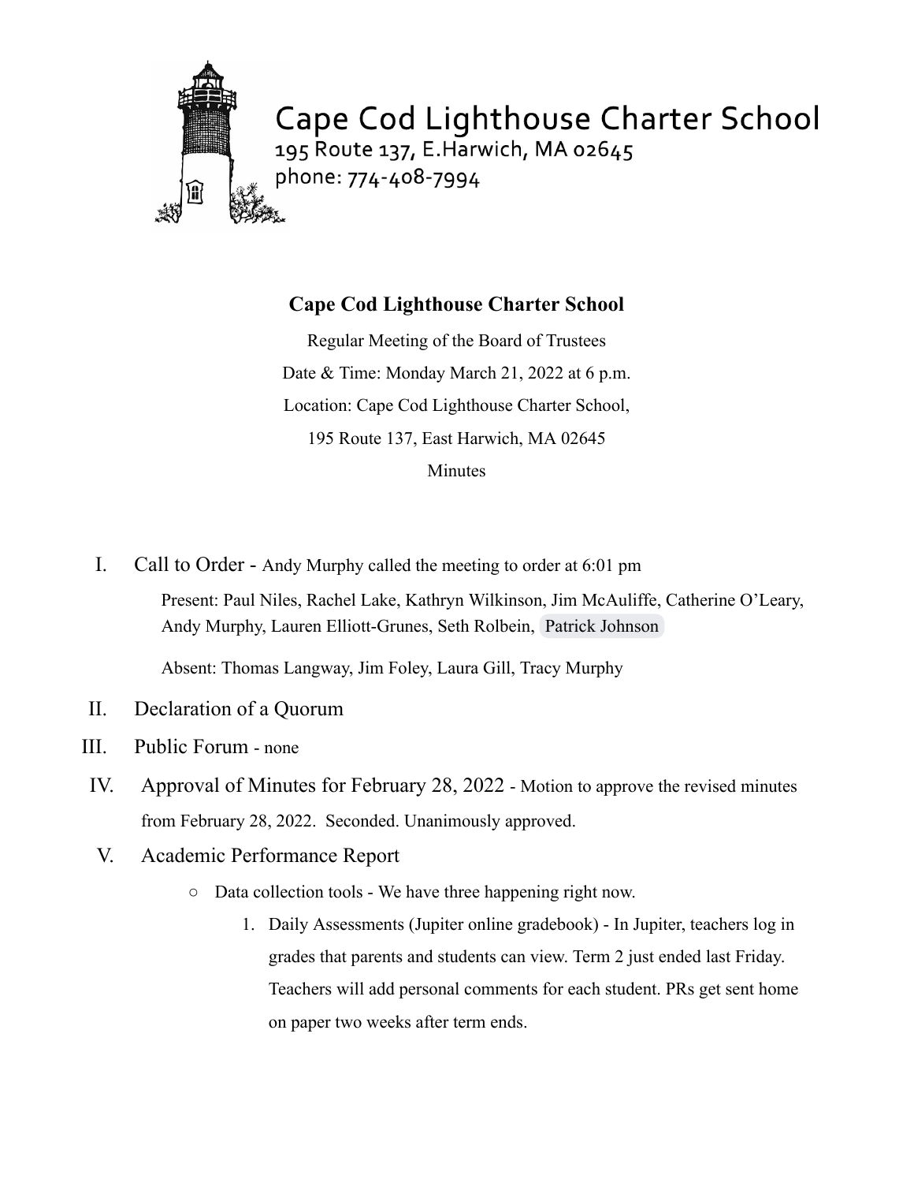Cape Cod Lighthouse Charter School
195 Route 137, E.Harwich, MA 02645
phone: 774-408-7994

# Cape Cod Lighthouse Charter School

Regular Meeting of the Board of Trustees

Date & Time: Monday March 21, 2022 at 6 p.m.

Location: Cape Cod Lighthouse Charter School,

195 Route 137, East Harwich, MA 02645

Minutes

I. Call to Order - Andy Murphy called the meeting to order at 6:01 pm

Present: Paul Niles, Rachel Lake, Kathryn Wilkinson, Jim McAuliffe, Catherine O'Leary, Andy Murphy, Lauren Elliott-Grunes, Seth Rolbein, Patrick Johnson

Absent: Thomas Langway, Jim Foley, Laura Gill, Tracy Murphy

II. Declaration of a Quorum

III. Public Forum - none

IV. Approval of Minutes for February 28, 2022 - Motion to approve the revised minutes from February 28, 2022. Seconded. Unanimously approved.

V. Academic Performance Report

- Data collection tools - We have three happening right now.
    1. Daily Assessments (Jupiter online gradebook) - In Jupiter, teachers log in grades that parents and students can view. Term 2 just ended last Friday. Teachers will add personal comments for each student. PRs get sent home on paper two weeks after term ends.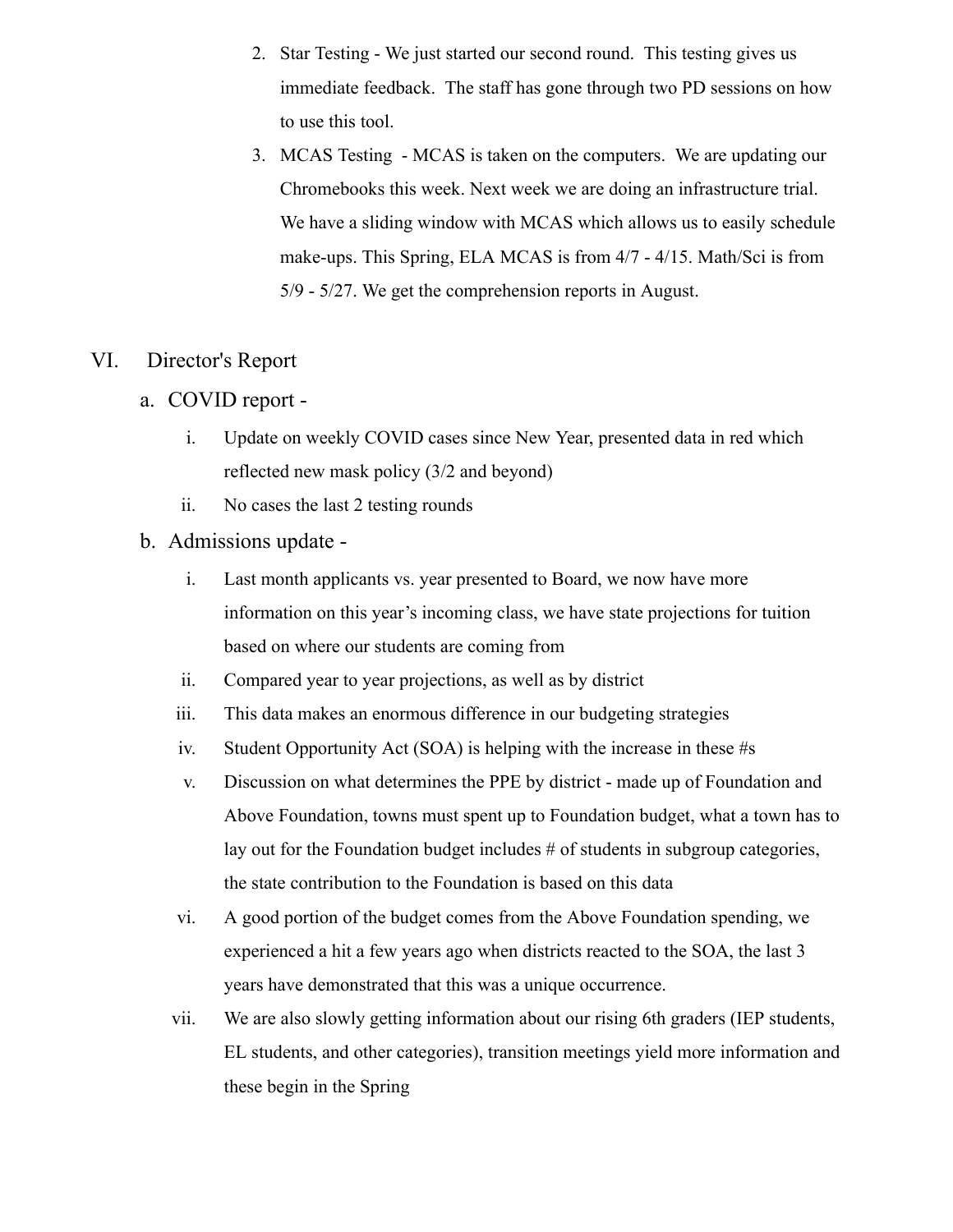2. Star Testing - We just started our second round. This testing gives us immediate feedback. The staff has gone through two PD sessions on how to use this tool.
3. MCAS Testing - MCAS is taken on the computers. We are updating our Chromebooks this week. Next week we are doing an infrastructure trial. We have a sliding window with MCAS which allows us to easily schedule make-ups. This Spring, ELA MCAS is from 4/7 - 4/15. Math/Sci is from 5/9 - 5/27. We get the comprehension reports in August.

## VI. Director's Report

a. COVID report -

   i. Update on weekly COVID cases since New Year, presented data in red which reflected new mask policy (3/2 and beyond)

   ii. No cases the last 2 testing rounds

b. Admissions update -

   i. Last month applicants vs. year presented to Board, we now have more information on this year's incoming class, we have state projections for tuition based on where our students are coming from

   ii. Compared year to year projections, as well as by district

   iii. This data makes an enormous difference in our budgeting strategies

   iv. Student Opportunity Act (SOA) is helping with the increase in these #s

   v. Discussion on what determines the PPE by district - made up of Foundation and Above Foundation, towns must spent up to Foundation budget, what a town has to lay out for the Foundation budget includes # of students in subgroup categories, the state contribution to the Foundation is based on this data

   vi. A good portion of the budget comes from the Above Foundation spending, we experienced a hit a few years ago when districts reacted to the SOA, the last 3 years have demonstrated that this was a unique occurrence.

   vii. We are also slowly getting information about our rising 6th graders (IEP students, EL students, and other categories), transition meetings yield more information and these begin in the Spring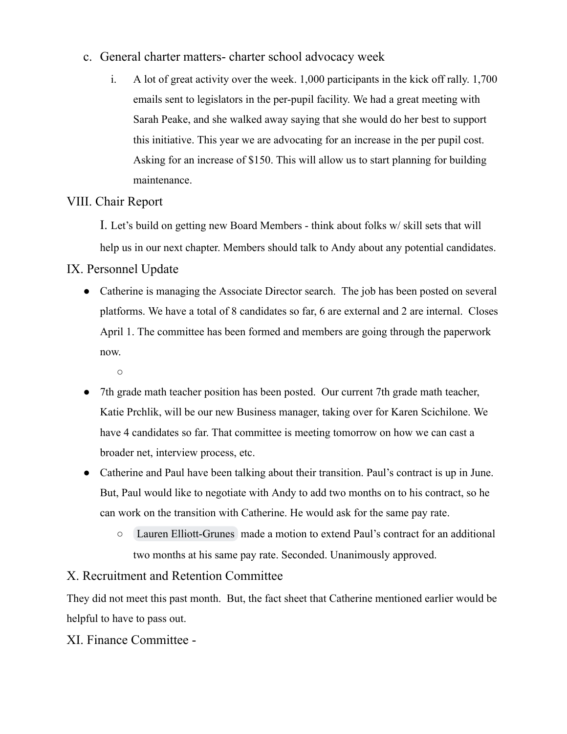c. General charter matters- charter school advocacy week

   i. A lot of great activity over the week. 1,000 participants in the kick off rally. 1,700 emails sent to legislators in the per-pupil facility. We had a great meeting with Sarah Peake, and she walked away saying that she would do her best to support this initiative. This year we are advocating for an increase in the per pupil cost. Asking for an increase of $150. This will allow us to start planning for building maintenance.

## VIII. Chair Report

I. Let's build on getting new Board Members - think about folks w/ skill sets that will help us in our next chapter. Members should talk to Andy about any potential candidates.

## IX. Personnel Update

- Catherine is managing the Associate Director search. The job has been posted on several platforms. We have a total of 8 candidates so far, 6 are external and 2 are internal. Closes April 1. The committee has been formed and members are going through the paperwork now.
  - 
- 7th grade math teacher position has been posted. Our current 7th grade math teacher, Katie Prchlik, will be our new Business manager, taking over for Karen Scichilone. We have 4 candidates so far. That committee is meeting tomorrow on how we can cast a broader net, interview process, etc.
- Catherine and Paul have been talking about their transition. Paul's contract is up in June. But, Paul would like to negotiate with Andy to add two months on to his contract, so he can work on the transition with Catherine. He would ask for the same pay rate.
  - Lauren Elliott-Grunes made a motion to extend Paul's contract for an additional two months at his same pay rate. Seconded. Unanimously approved.

## X. Recruitment and Retention Committee

They did not meet this past month. But, the fact sheet that Catherine mentioned earlier would be helpful to have to pass out.

## XI. Finance Committee -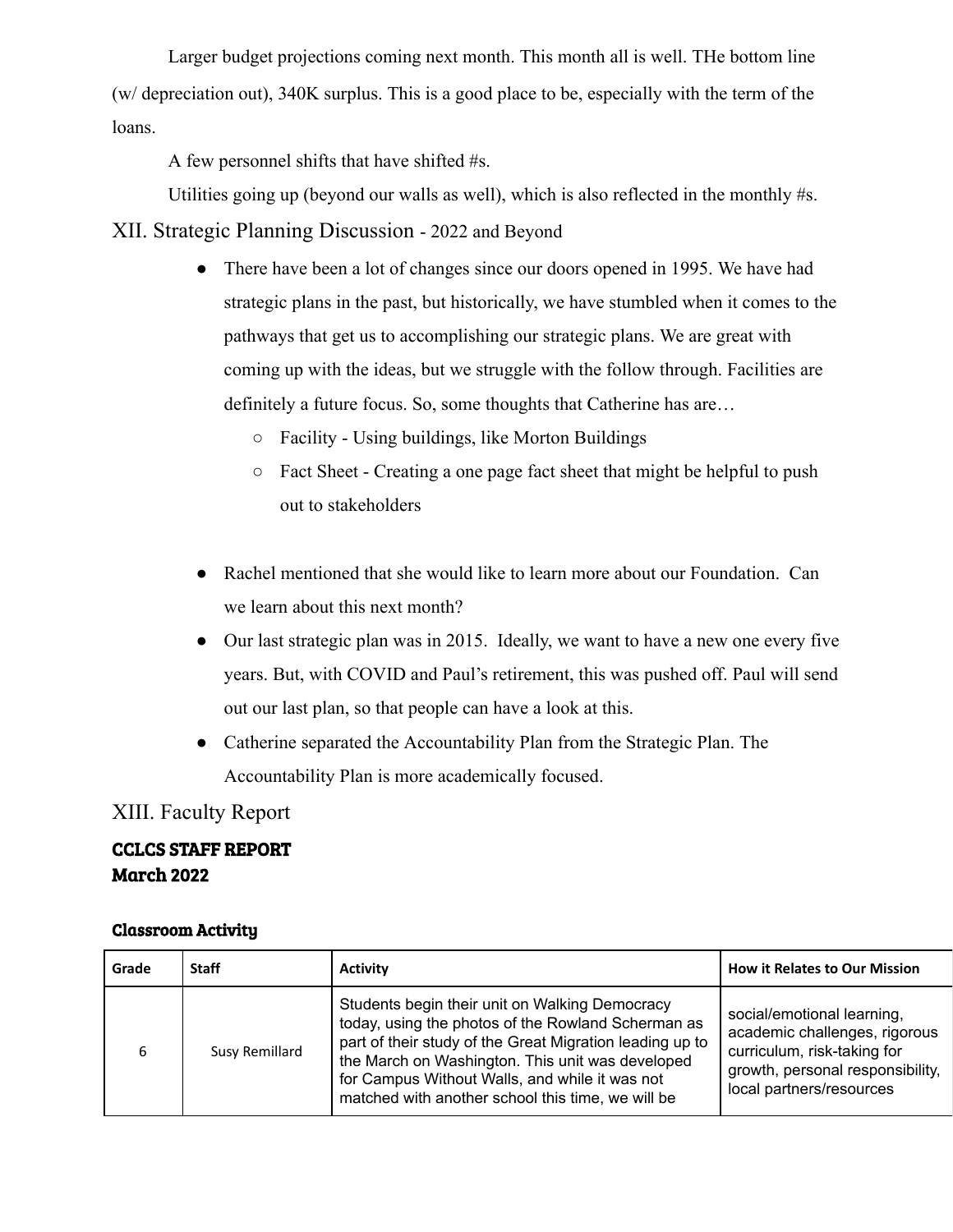Larger budget projections coming next month. This month all is well. THe bottom line (w/ depreciation out), 340K surplus. This is a good place to be, especially with the term of the loans.

A few personnel shifts that have shifted #s.

Utilities going up (beyond our walls as well), which is also reflected in the monthly #s.

## XII. Strategic Planning Discussion - 2022 and Beyond

- There have been a lot of changes since our doors opened in 1995. We have had strategic plans in the past, but historically, we have stumbled when it comes to the pathways that get us to accomplishing our strategic plans. We are great with coming up with the ideas, but we struggle with the follow through. Facilities are definitely a future focus. So, some thoughts that Catherine has are…
  - Facility - Using buildings, like Morton Buildings
  - Fact Sheet - Creating a one page fact sheet that might be helpful to push out to stakeholders

- Rachel mentioned that she would like to learn more about our Foundation. Can we learn about this next month?
- Our last strategic plan was in 2015. Ideally, we want to have a new one every five years. But, with COVID and Paul's retirement, this was pushed off. Paul will send out our last plan, so that people can have a look at this.
- Catherine separated the Accountability Plan from the Strategic Plan. The Accountability Plan is more academically focused.

## XIII. Faculty Report

### CCLCS STAFF REPORT
### March 2022

#### Classroom Activity

| Grade | Staff | Activity | How it Relates to Our Mission |
|---|---|---|---|
| 6 | Susy Remillard | Students begin their unit on Walking Democracy today, using the photos of the Rowland Scherman as part of their study of the Great Migration leading up to the March on Washington. This unit was developed for Campus Without Walls, and while it was not matched with another school this time, we will be | social/emotional learning, academic challenges, rigorous curriculum, risk-taking for growth, personal responsibility, local partners/resources |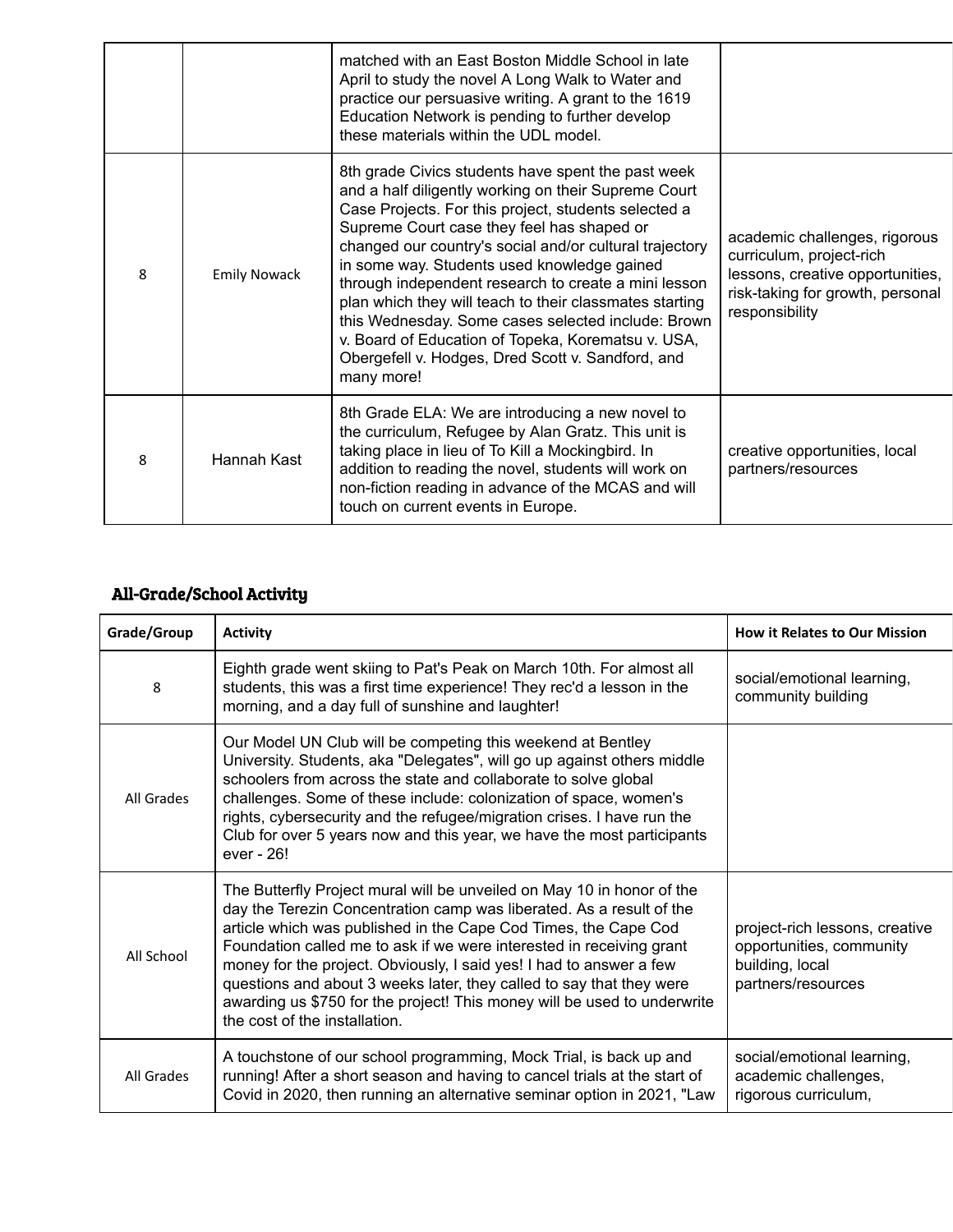| | | | |
|---|---|---|---|
| | | matched with an East Boston Middle School in late April to study the novel A Long Walk to Water and practice our persuasive writing. A grant to the 1619 Education Network is pending to further develop these materials within the UDL model. | |
| 8 | Emily Nowack | 8th grade Civics students have spent the past week and a half diligently working on their Supreme Court Case Projects. For this project, students selected a Supreme Court case they feel has shaped or changed our country's social and/or cultural trajectory in some way. Students used knowledge gained through independent research to create a mini lesson plan which they will teach to their classmates starting this Wednesday. Some cases selected include: Brown v. Board of Education of Topeka, Korematsu v. USA, Obergefell v. Hodges, Dred Scott v. Sandford, and many more! | academic challenges, rigorous curriculum, project-rich lessons, creative opportunities, risk-taking for growth, personal responsibility |
| 8 | Hannah Kast | 8th Grade ELA: We are introducing a new novel to the curriculum, Refugee by Alan Gratz. This unit is taking place in lieu of To Kill a Mockingbird. In addition to reading the novel, students will work on non-fiction reading in advance of the MCAS and will touch on current events in Europe. | creative opportunities, local partners/resources |

## All-Grade/School Activity

| Grade/Group | Activity | How it Relates to Our Mission |
|---|---|---|
| 8 | Eighth grade went skiing to Pat's Peak on March 10th. For almost all students, this was a first time experience! They rec'd a lesson in the morning, and a day full of sunshine and laughter! | social/emotional learning, community building |
| All Grades | Our Model UN Club will be competing this weekend at Bentley University. Students, aka "Delegates", will go up against others middle schoolers from across the state and collaborate to solve global challenges. Some of these include: colonization of space, women's rights, cybersecurity and the refugee/migration crises. I have run the Club for over 5 years now and this year, we have the most participants ever - 26! | |
| All School | The Butterfly Project mural will be unveiled on May 10 in honor of the day the Terezin Concentration camp was liberated. As a result of the article which was published in the Cape Cod Times, the Cape Cod Foundation called me to ask if we were interested in receiving grant money for the project. Obviously, I said yes! I had to answer a few questions and about 3 weeks later, they called to say that they were awarding us $750 for the project! This money will be used to underwrite the cost of the installation. | project-rich lessons, creative opportunities, community building, local partners/resources |
| All Grades | A touchstone of our school programming, Mock Trial, is back up and running! After a short season and having to cancel trials at the start of Covid in 2020, then running an alternative seminar option in 2021, "Law | social/emotional learning, academic challenges, rigorous curriculum, |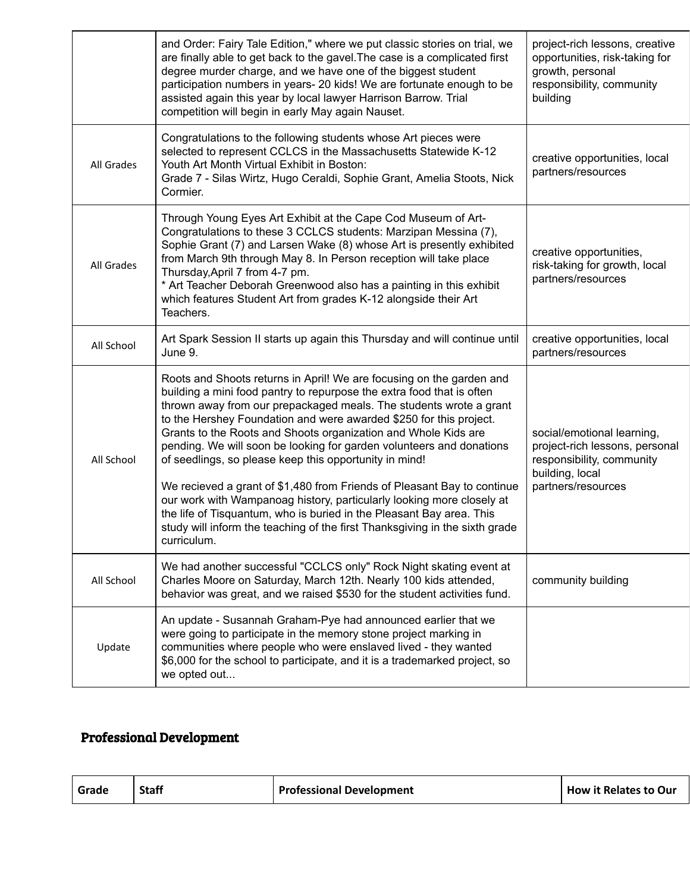| | | |
|---|---|---|
| | and Order: Fairy Tale Edition," where we put classic stories on trial, we are finally able to get back to the gavel.The case is a complicated first degree murder charge, and we have one of the biggest student participation numbers in years- 20 kids! We are fortunate enough to be assisted again this year by local lawyer Harrison Barrow. Trial competition will begin in early May again Nauset. | project-rich lessons, creative opportunities, risk-taking for growth, personal responsibility, community building |
| All Grades | Congratulations to the following students whose Art pieces were selected to represent CCLCS in the Massachusetts Statewide K-12 Youth Art Month Virtual Exhibit in Boston:<br>Grade 7 - Silas Wirtz, Hugo Ceraldi, Sophie Grant, Amelia Stoots, Nick Cormier. | creative opportunities, local partners/resources |
| All Grades | Through Young Eyes Art Exhibit at the Cape Cod Museum of Art- Congratulations to these 3 CCLCS students: Marzipan Messina (7), Sophie Grant (7) and Larsen Wake (8) whose Art is presently exhibited from March 9th through May 8. In Person reception will take place Thursday,April 7 from 4-7 pm.<br>* Art Teacher Deborah Greenwood also has a painting in this exhibit which features Student Art from grades K-12 alongside their Art Teachers. | creative opportunities, risk-taking for growth, local partners/resources |
| All School | Art Spark Session II starts up again this Thursday and will continue until June 9. | creative opportunities, local partners/resources |
| All School | Roots and Shoots returns in April! We are focusing on the garden and building a mini food pantry to repurpose the extra food that is often thrown away from our prepackaged meals. The students wrote a grant to the Hershey Foundation and were awarded $250 for this project. Grants to the Roots and Shoots organization and Whole Kids are pending. We will soon be looking for garden volunteers and donations of seedlings, so please keep this opportunity in mind!<br><br>We recieved a grant of $1,480 from Friends of Pleasant Bay to continue our work with Wampanoag history, particularly looking more closely at the life of Tisquantum, who is buried in the Pleasant Bay area. This study will inform the teaching of the first Thanksgiving in the sixth grade curriculum. | social/emotional learning, project-rich lessons, personal responsibility, community building, local partners/resources |
| All School | We had another successful "CCLCS only" Rock Night skating event at Charles Moore on Saturday, March 12th. Nearly 100 kids attended, behavior was great, and we raised $530 for the student activities fund. | community building |
| Update | An update - Susannah Graham-Pye had announced earlier that we were going to participate in the memory stone project marking in communities where people who were enslaved lived - they wanted $6,000 for the school to participate, and it is a trademarked project, so we opted out... | |

## Professional Development

| Grade | Staff | Professional Development | How it Relates to Our |
|---|---|---|---|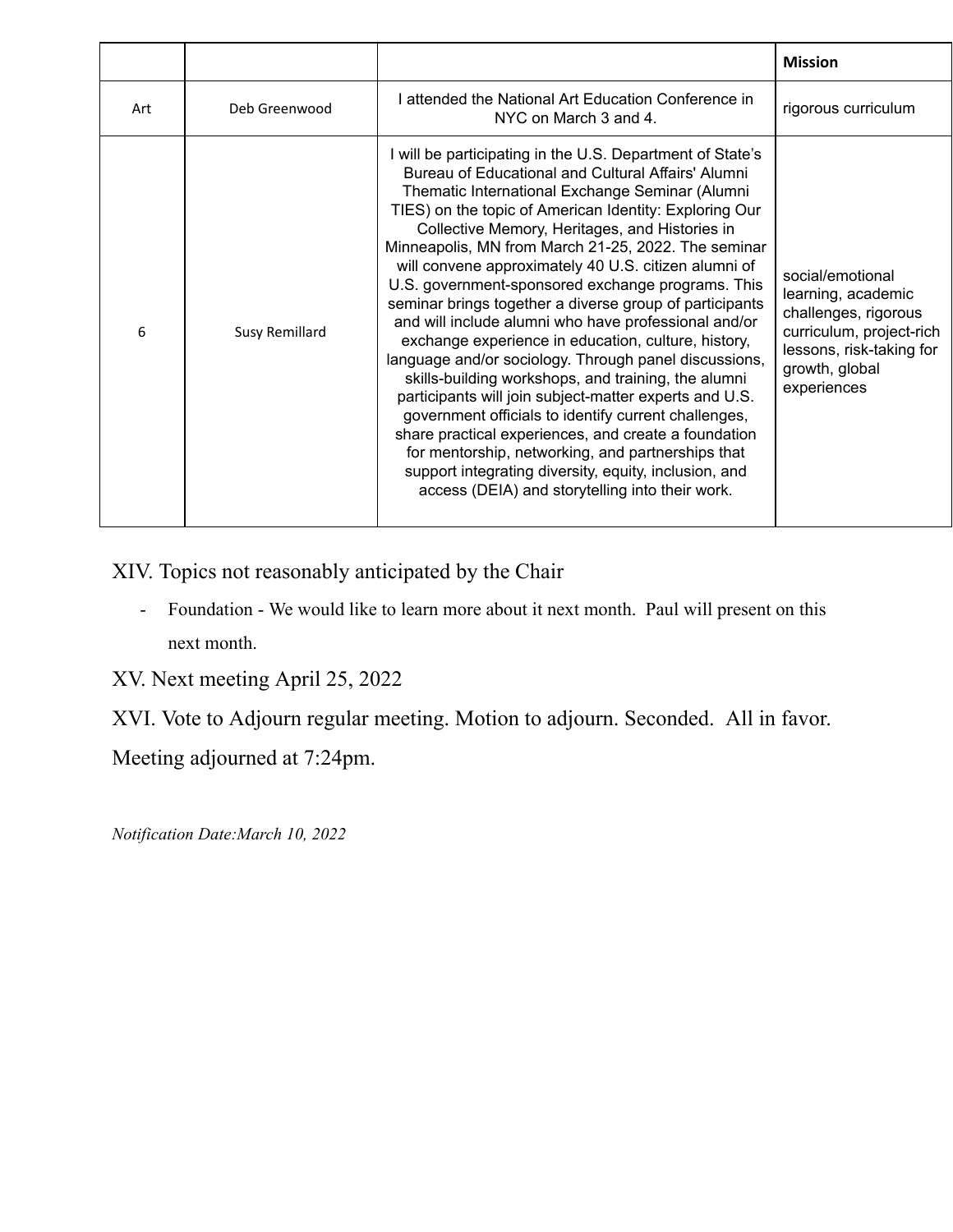| | | | Mission |
|---|---|---|---|
| Art | Deb Greenwood | I attended the National Art Education Conference in NYC on March 3 and 4. | rigorous curriculum |
| 6 | Susy Remillard | I will be participating in the U.S. Department of State's Bureau of Educational and Cultural Affairs' Alumni Thematic International Exchange Seminar (Alumni TIES) on the topic of American Identity: Exploring Our Collective Memory, Heritages, and Histories in Minneapolis, MN from March 21-25, 2022. The seminar will convene approximately 40 U.S. citizen alumni of U.S. government-sponsored exchange programs. This seminar brings together a diverse group of participants and will include alumni who have professional and/or exchange experience in education, culture, history, language and/or sociology. Through panel discussions, skills-building workshops, and training, the alumni participants will join subject-matter experts and U.S. government officials to identify current challenges, share practical experiences, and create a foundation for mentorship, networking, and partnerships that support integrating diversity, equity, inclusion, and access (DEIA) and storytelling into their work. | social/emotional learning, academic challenges, rigorous curriculum, project-rich lessons, risk-taking for growth, global experiences |

XIV. Topics not reasonably anticipated by the Chair

- Foundation - We would like to learn more about it next month. Paul will present on this next month.

XV. Next meeting April 25, 2022

XVI. Vote to Adjourn regular meeting. Motion to adjourn. Seconded. All in favor. Meeting adjourned at 7:24pm.

*Notification Date:March 10, 2022*